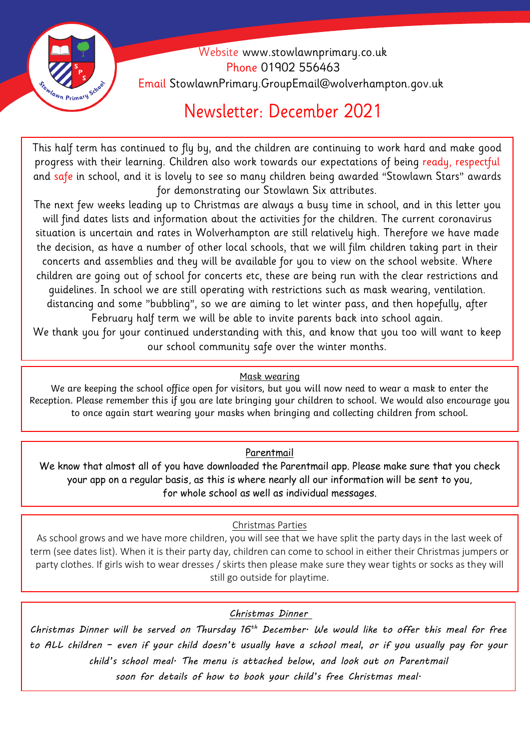Website www.stowlawnprimary.co.uk
Phone 01902 556463
Email StowlawnPrimary.GroupEmail@wolverhampton.gov.uk

# Newsletter: December 2021

This half term has continued to fly by, and the children are continuing to work hard and make good progress with their learning. Children also work towards our expectations of being ready, respectful and safe in school, and it is lovely to see so many children being awarded "Stowlawn Stars" awards for demonstrating our Stowlawn Six attributes.

The next few weeks leading up to Christmas are always a busy time in school, and in this letter you will find dates lists and information about the activities for the children. The current coronavirus situation is uncertain and rates in Wolverhampton are still relatively high. Therefore we have made the decision, as have a number of other local schools, that we will film children taking part in their concerts and assemblies and they will be available for you to view on the school website. Where children are going out of school for concerts etc, these are being run with the clear restrictions and guidelines. In school we are still operating with restrictions such as mask wearing, ventilation. distancing and some "bubbling", so we are aiming to let winter pass, and then hopefully, after February half term we will be able to invite parents back into school again.

We thank you for your continued understanding with this, and know that you too will want to keep our school community safe over the winter months.

## Mask wearing

We are keeping the school office open for visitors, but you will now need to wear a mask to enter the Reception. Please remember this if you are late bringing your children to school. We would also encourage you to once again start wearing your masks when bringing and collecting children from school.

## Parentmail

We know that almost all of you have downloaded the Parentmail app. Please make sure that you check your app on a regular basis, as this is where nearly all our information will be sent to you, for whole school as well as individual messages.

## Christmas Parties

As school grows and we have more children, you will see that we have split the party days in the last week of term (see dates list). When it is their party day, children can come to school in either their Christmas jumpers or party clothes. If girls wish to wear dresses / skirts then please make sure they wear tights or socks as they will still go outside for playtime.

## *Christmas Dinner*

*Christmas Dinner will be served on Thursday 16th December. We would like to offer this meal for free to ALL children – even if your child doesn't usually have a school meal, or if you usually pay for your child's school meal. The menu is attached below, and look out on Parentmail soon for details of how to book your child's free Christmas meal.*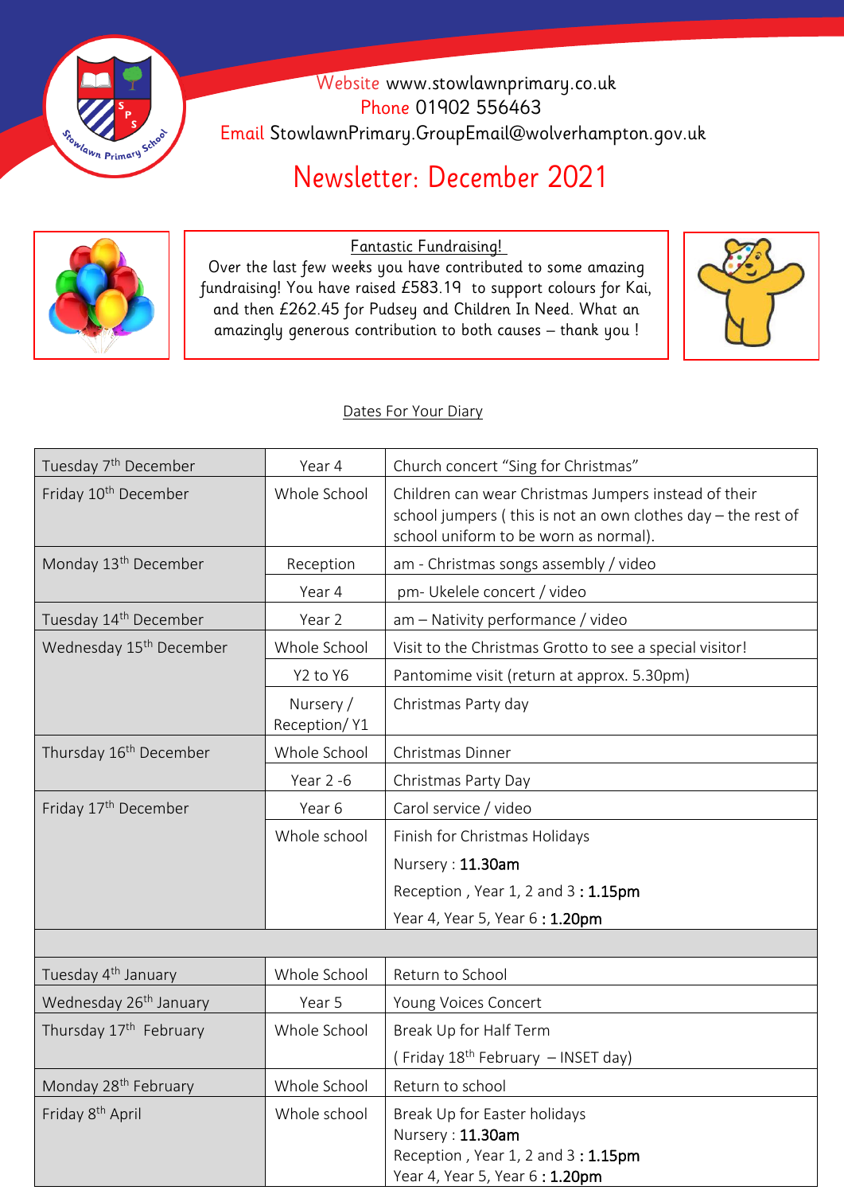Website www.stowlawnprimary.co.uk
Phone 01902 556463
Email StowlawnPrimary.GroupEmail@wolverhampton.gov.uk

# Newsletter: December 2021

**Fantastic Fundraising!**

Over the last few weeks you have contributed to some amazing fundraising! You have raised £583.19 to support colours for Kai, and then £262.45 for Pudsey and Children In Need. What an amazingly generous contribution to both causes – thank you !

## Dates For Your Diary

| | | |
|---|---|---|
| Tuesday 7th December | Year 4 | Church concert "Sing for Christmas" |
| Friday 10th December | Whole School | Children can wear Christmas Jumpers instead of their school jumpers ( this is not an own clothes day – the rest of school uniform to be worn as normal). |
| Monday 13th December | Reception | am - Christmas songs assembly / video |
| | Year 4 | pm- Ukelele concert / video |
| Tuesday 14th December | Year 2 | am – Nativity performance / video |
| Wednesday 15th December | Whole School | Visit to the Christmas Grotto to see a special visitor! |
| | Y2 to Y6 | Pantomime visit (return at approx. 5.30pm) |
| | Nursery / Reception/ Y1 | Christmas Party day |
| Thursday 16th December | Whole School | Christmas Dinner |
| | Year 2 -6 | Christmas Party Day |
| Friday 17th December | Year 6 | Carol service / video |
| | Whole school | Finish for Christmas Holidays<br>Nursery : **11.30am**<br>Reception , Year 1, 2 and 3 **: 1.15pm**<br>Year 4, Year 5, Year 6 **: 1.20pm** |
| | | |
| Tuesday 4th January | Whole School | Return to School |
| Wednesday 26th January | Year 5 | Young Voices Concert |
| Thursday 17th February | Whole School | Break Up for Half Term<br>( Friday 18th February – INSET day) |
| Monday 28th February | Whole School | Return to school |
| Friday 8th April | Whole school | Break Up for Easter holidays<br>Nursery : **11.30am**<br>Reception , Year 1, 2 and 3 **: 1.15pm**<br>Year 4, Year 5, Year 6 **: 1.20pm** |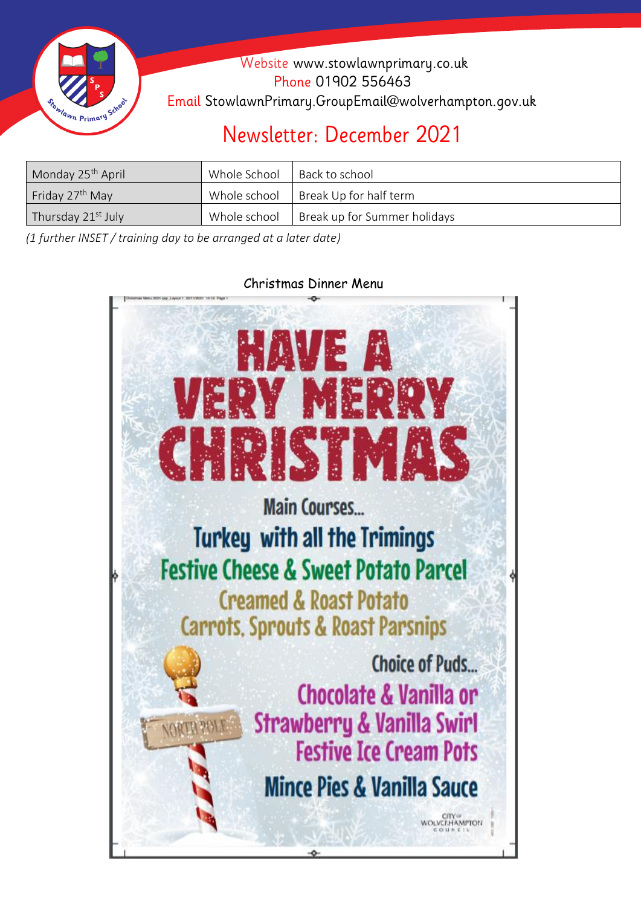Website www.stowlawnprimary.co.uk
Phone 01902 556463
Email StowlawnPrimary.GroupEmail@wolverhampton.gov.uk

# Newsletter: December 2021

| | | |
|---|---|---|
| Monday 25th April | Whole School | Back to school |
| Friday 27th May | Whole school | Break Up for half term |
| Thursday 21st July | Whole school | Break up for Summer holidays |

*(1 further INSET / training day to be arranged at a later date)*

## Christmas Dinner Menu

HAVE A VERY MERRY CHRISTMAS

Main Courses...

Turkey with all the Trimings

Festive Cheese & Sweet Potato Parcel

Creamed & Roast Potato

Carrots, Sprouts & Roast Parsnips

Choice of Puds...

Chocolate & Vanilla or Strawberry & Vanilla Swirl Festive Ice Cream Pots

Mince Pies & Vanilla Sauce

CITY OF WOLVERHAMPTON COUNCIL